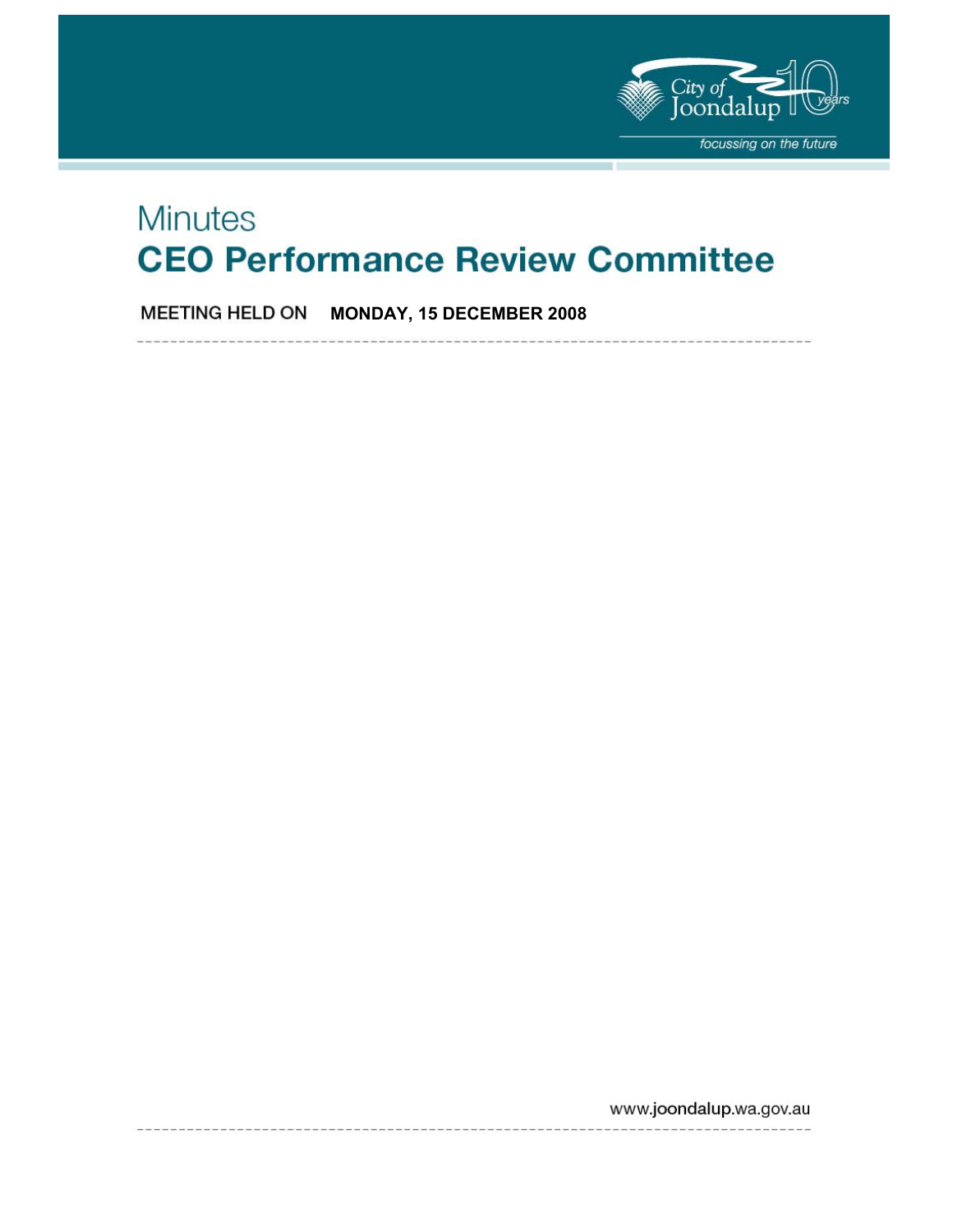City of Joondalup 10 years

*focussing on the future*

# Minutes

# CEO Performance Review Committee

MEETING HELD ON **MONDAY, 15 DECEMBER 2008**

www.joondalup.wa.gov.au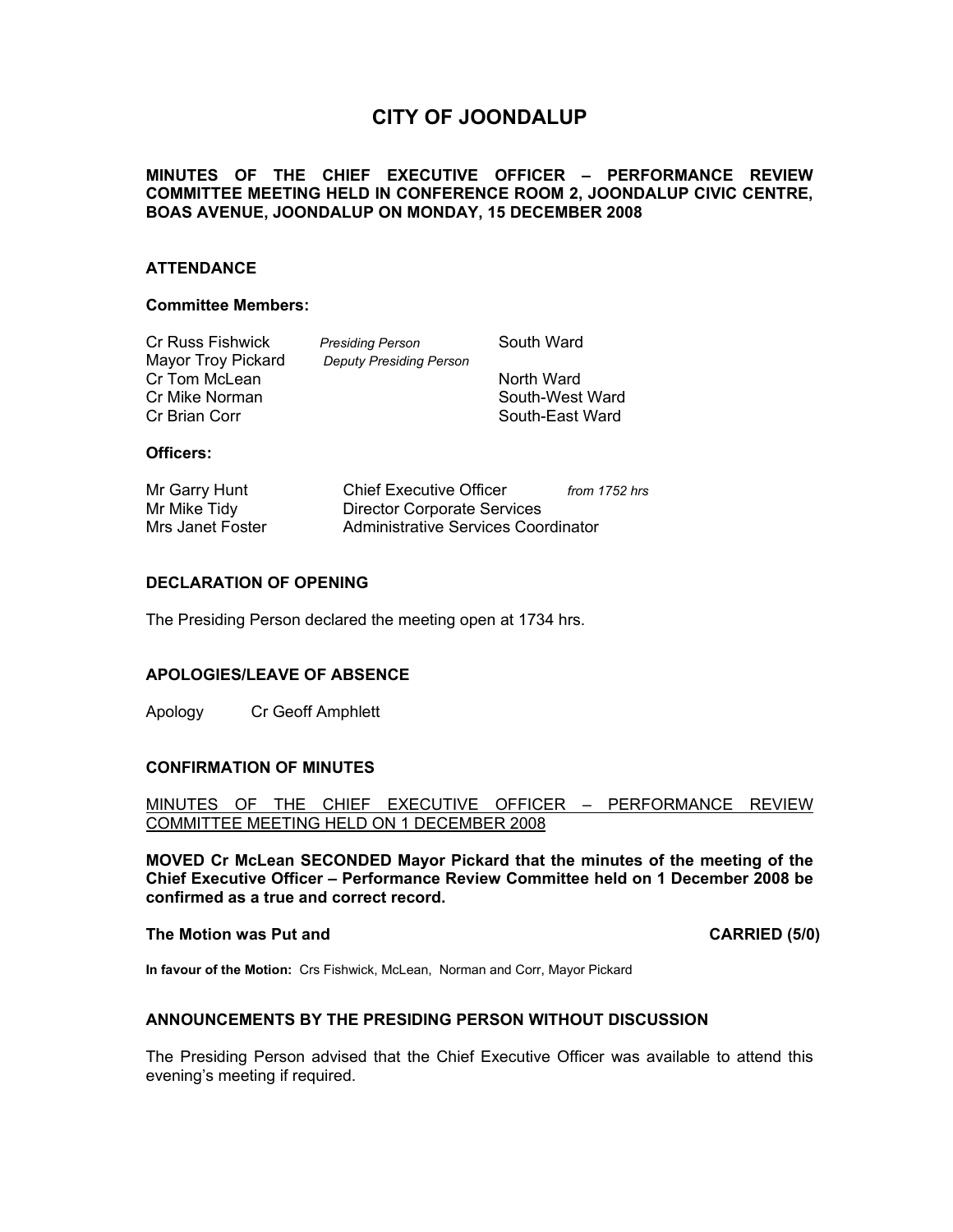# CITY OF JOONDALUP

**MINUTES OF THE CHIEF EXECUTIVE OFFICER – PERFORMANCE REVIEW COMMITTEE MEETING HELD IN CONFERENCE ROOM 2, JOONDALUP CIVIC CENTRE, BOAS AVENUE, JOONDALUP ON MONDAY, 15 DECEMBER 2008**

## ATTENDANCE

### Committee Members:

| | | |
|---|---|---|
| Cr Russ Fishwick | *Presiding Person* | South Ward |
| Mayor Troy Pickard | *Deputy Presiding Person* | |
| Cr Tom McLean | | North Ward |
| Cr Mike Norman | | South-West Ward |
| Cr Brian Corr | | South-East Ward |

### Officers:

| | | |
|---|---|---|
| Mr Garry Hunt | Chief Executive Officer | *from 1752 hrs* |
| Mr Mike Tidy | Director Corporate Services | |
| Mrs Janet Foster | Administrative Services Coordinator | |

## DECLARATION OF OPENING

The Presiding Person declared the meeting open at 1734 hrs.

## APOLOGIES/LEAVE OF ABSENCE

Apology Cr Geoff Amphlett

## CONFIRMATION OF MINUTES

MINUTES OF THE CHIEF EXECUTIVE OFFICER – PERFORMANCE REVIEW COMMITTEE MEETING HELD ON 1 DECEMBER 2008

**MOVED Cr McLean SECONDED Mayor Pickard that the minutes of the meeting of the Chief Executive Officer – Performance Review Committee held on 1 December 2008 be confirmed as a true and correct record.**

**The Motion was Put and CARRIED (5/0)**

**In favour of the Motion:** Crs Fishwick, McLean, Norman and Corr, Mayor Pickard

## ANNOUNCEMENTS BY THE PRESIDING PERSON WITHOUT DISCUSSION

The Presiding Person advised that the Chief Executive Officer was available to attend this evening's meeting if required.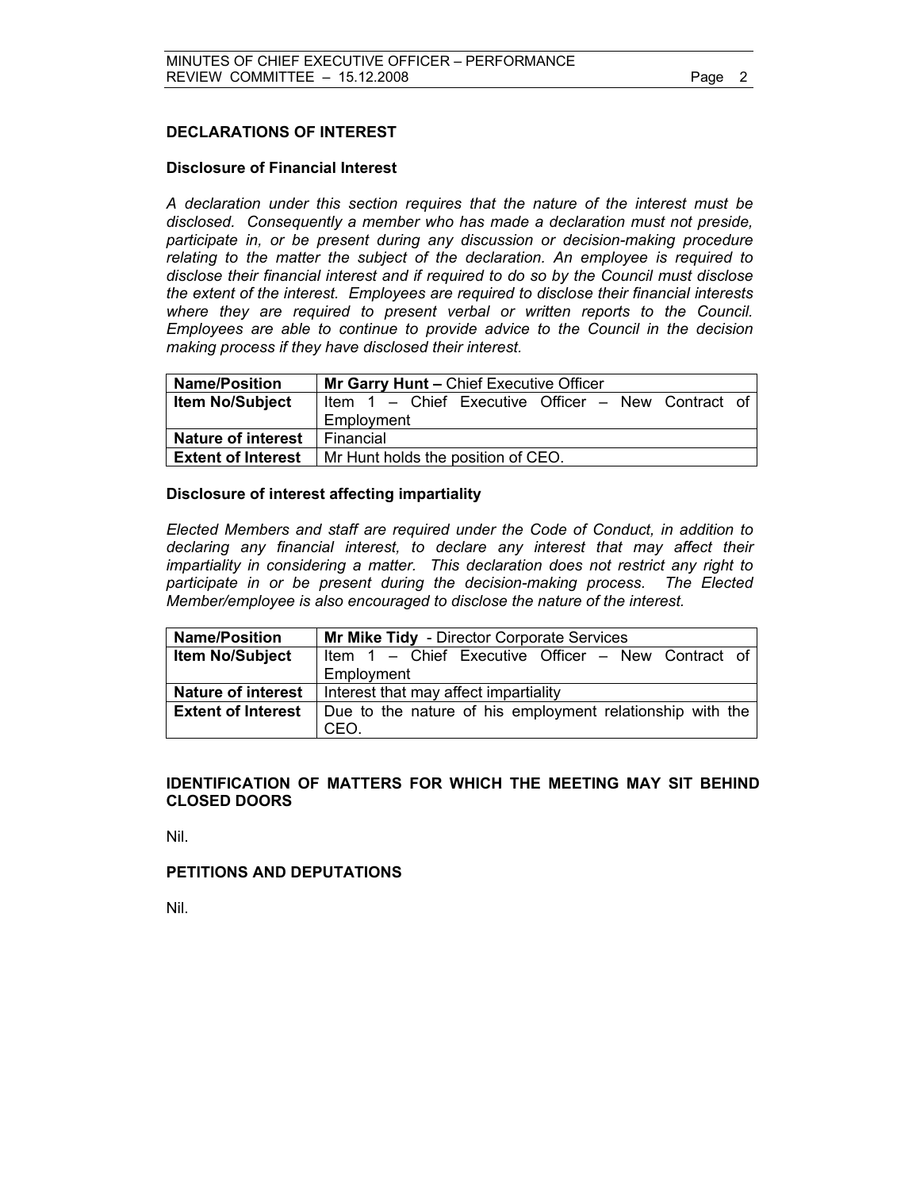## DECLARATIONS OF INTEREST

### Disclosure of Financial Interest

*A declaration under this section requires that the nature of the interest must be disclosed. Consequently a member who has made a declaration must not preside, participate in, or be present during any discussion or decision-making procedure relating to the matter the subject of the declaration. An employee is required to disclose their financial interest and if required to do so by the Council must disclose the extent of the interest. Employees are required to disclose their financial interests where they are required to present verbal or written reports to the Council. Employees are able to continue to provide advice to the Council in the decision making process if they have disclosed their interest.*

| **Name/Position** | **Mr Garry Hunt –** Chief Executive Officer |
|---|---|
| **Item No/Subject** | Item 1 – Chief Executive Officer – New Contract of Employment |
| **Nature of interest** | Financial |
| **Extent of Interest** | Mr Hunt holds the position of CEO. |

### Disclosure of interest affecting impartiality

*Elected Members and staff are required under the Code of Conduct, in addition to declaring any financial interest, to declare any interest that may affect their impartiality in considering a matter. This declaration does not restrict any right to participate in or be present during the decision-making process. The Elected Member/employee is also encouraged to disclose the nature of the interest.*

| **Name/Position** | **Mr Mike Tidy** - Director Corporate Services |
|---|---|
| **Item No/Subject** | Item 1 – Chief Executive Officer – New Contract of Employment |
| **Nature of interest** | Interest that may affect impartiality |
| **Extent of Interest** | Due to the nature of his employment relationship with the CEO. |

## IDENTIFICATION OF MATTERS FOR WHICH THE MEETING MAY SIT BEHIND CLOSED DOORS

Nil.

## PETITIONS AND DEPUTATIONS

Nil.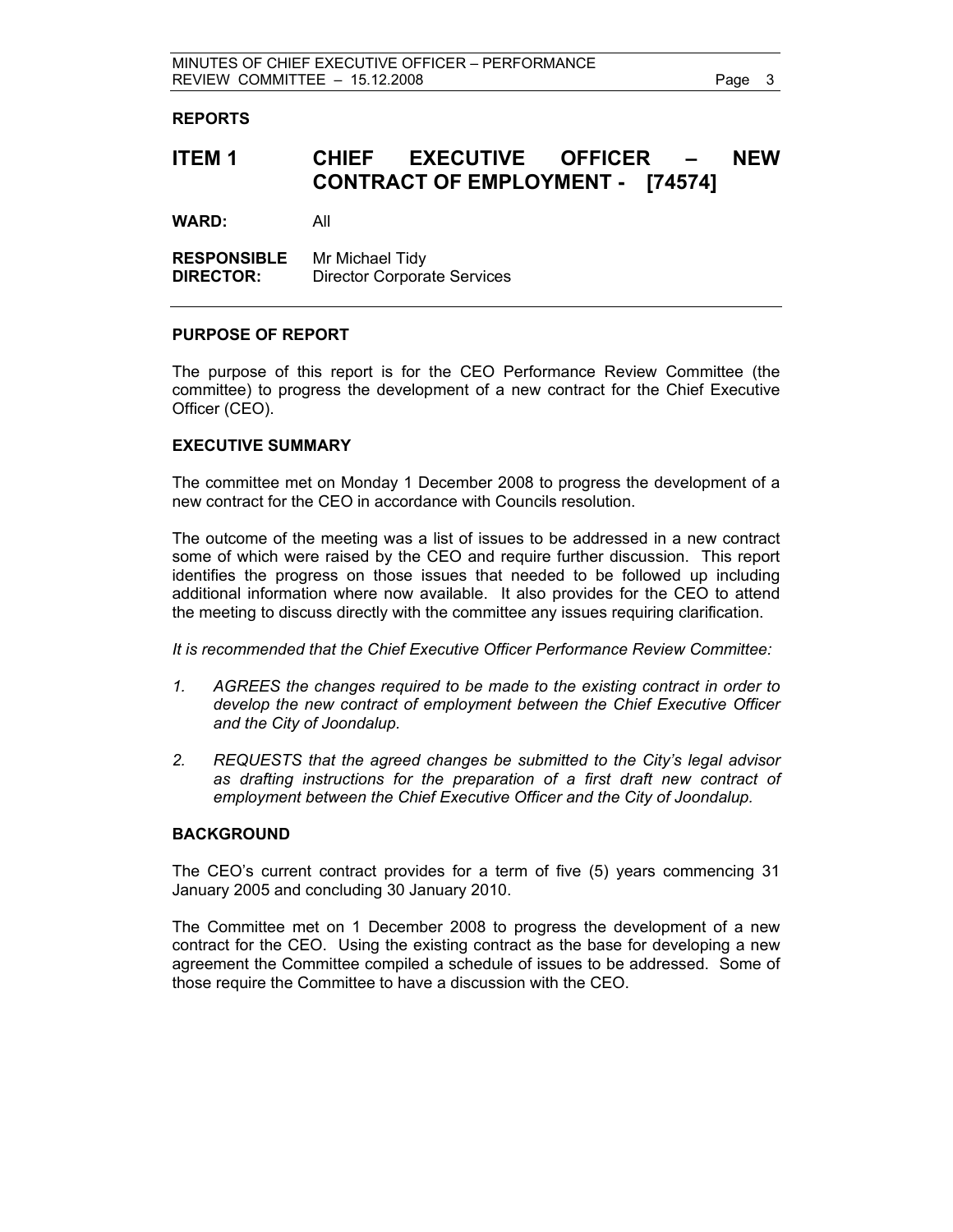**REPORTS**

# ITEM 1 CHIEF EXECUTIVE OFFICER – NEW CONTRACT OF EMPLOYMENT - [74574]

**WARD:** All

**RESPONSIBLE DIRECTOR:** Mr Michael Tidy
Director Corporate Services

---

**PURPOSE OF REPORT**

The purpose of this report is for the CEO Performance Review Committee (the committee) to progress the development of a new contract for the Chief Executive Officer (CEO).

**EXECUTIVE SUMMARY**

The committee met on Monday 1 December 2008 to progress the development of a new contract for the CEO in accordance with Councils resolution.

The outcome of the meeting was a list of issues to be addressed in a new contract some of which were raised by the CEO and require further discussion. This report identifies the progress on those issues that needed to be followed up including additional information where now available. It also provides for the CEO to attend the meeting to discuss directly with the committee any issues requiring clarification.

*It is recommended that the Chief Executive Officer Performance Review Committee:*

1. *AGREES the changes required to be made to the existing contract in order to develop the new contract of employment between the Chief Executive Officer and the City of Joondalup.*

2. *REQUESTS that the agreed changes be submitted to the City's legal advisor as drafting instructions for the preparation of a first draft new contract of employment between the Chief Executive Officer and the City of Joondalup.*

**BACKGROUND**

The CEO's current contract provides for a term of five (5) years commencing 31 January 2005 and concluding 30 January 2010.

The Committee met on 1 December 2008 to progress the development of a new contract for the CEO. Using the existing contract as the base for developing a new agreement the Committee compiled a schedule of issues to be addressed. Some of those require the Committee to have a discussion with the CEO.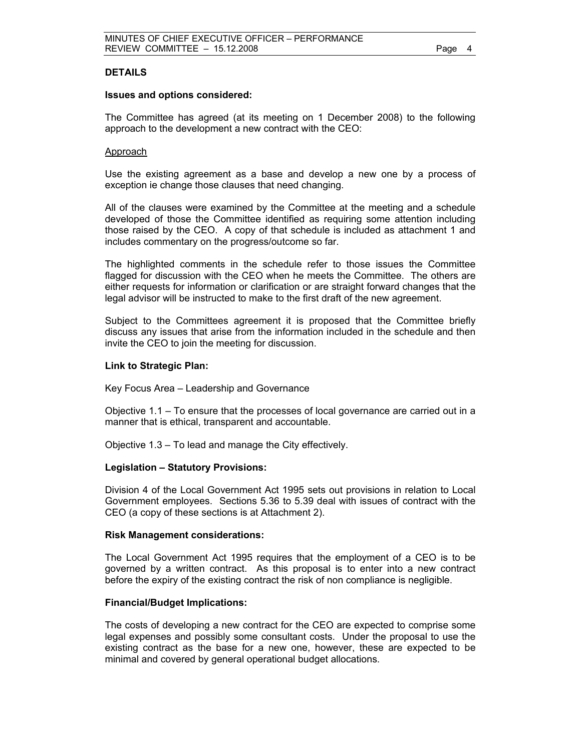## DETAILS

**Issues and options considered:**

The Committee has agreed (at its meeting on 1 December 2008) to the following approach to the development a new contract with the CEO:

Approach

Use the existing agreement as a base and develop a new one by a process of exception ie change those clauses that need changing.

All of the clauses were examined by the Committee at the meeting and a schedule developed of those the Committee identified as requiring some attention including those raised by the CEO. A copy of that schedule is included as attachment 1 and includes commentary on the progress/outcome so far.

The highlighted comments in the schedule refer to those issues the Committee flagged for discussion with the CEO when he meets the Committee. The others are either requests for information or clarification or are straight forward changes that the legal advisor will be instructed to make to the first draft of the new agreement.

Subject to the Committees agreement it is proposed that the Committee briefly discuss any issues that arise from the information included in the schedule and then invite the CEO to join the meeting for discussion.

**Link to Strategic Plan:**

Key Focus Area – Leadership and Governance

Objective 1.1 – To ensure that the processes of local governance are carried out in a manner that is ethical, transparent and accountable.

Objective 1.3 – To lead and manage the City effectively.

**Legislation – Statutory Provisions:**

Division 4 of the Local Government Act 1995 sets out provisions in relation to Local Government employees. Sections 5.36 to 5.39 deal with issues of contract with the CEO (a copy of these sections is at Attachment 2).

**Risk Management considerations:**

The Local Government Act 1995 requires that the employment of a CEO is to be governed by a written contract. As this proposal is to enter into a new contract before the expiry of the existing contract the risk of non compliance is negligible.

**Financial/Budget Implications:**

The costs of developing a new contract for the CEO are expected to comprise some legal expenses and possibly some consultant costs. Under the proposal to use the existing contract as the base for a new one, however, these are expected to be minimal and covered by general operational budget allocations.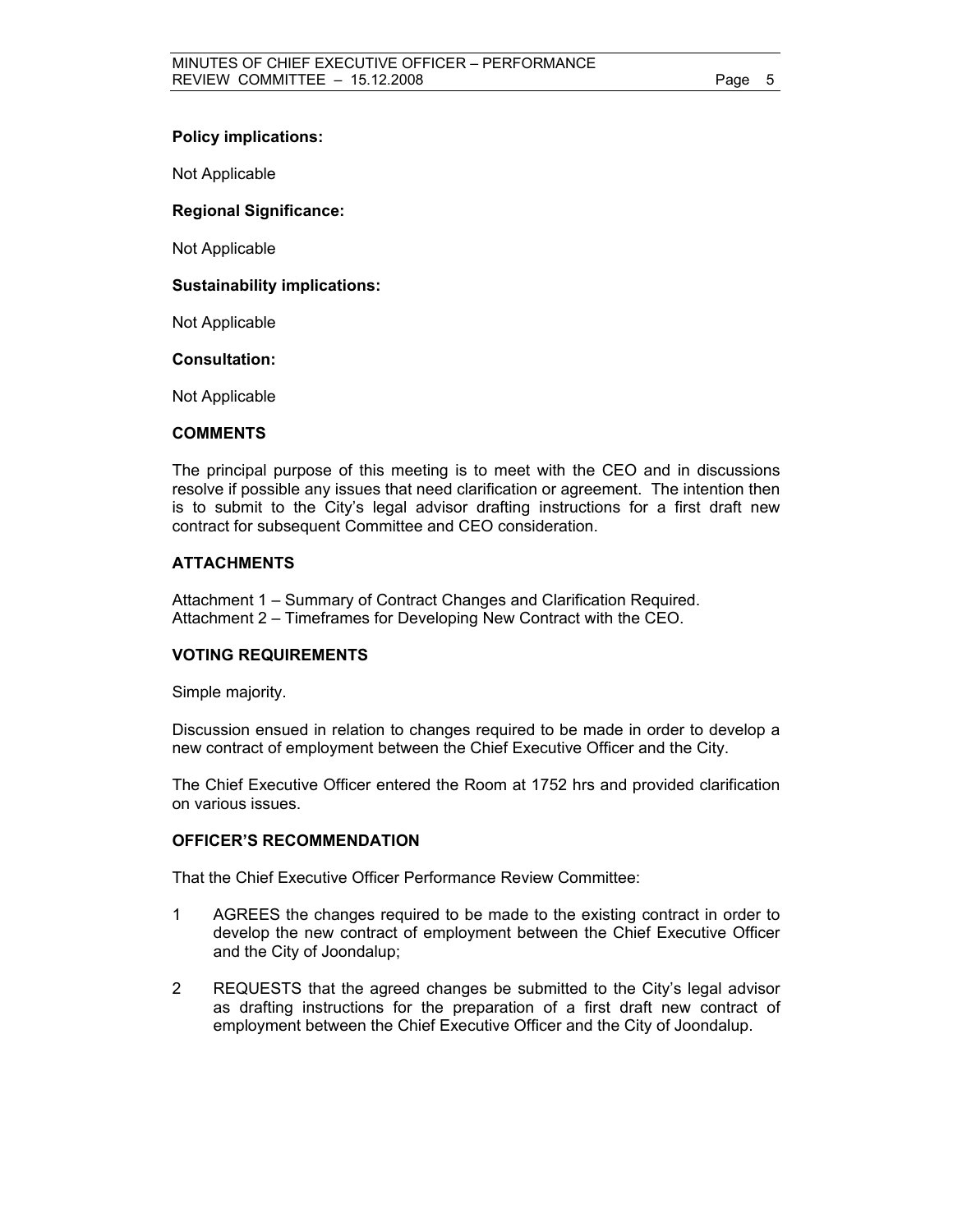**Policy implications:**

Not Applicable

**Regional Significance:**

Not Applicable

**Sustainability implications:**

Not Applicable

**Consultation:**

Not Applicable

**COMMENTS**

The principal purpose of this meeting is to meet with the CEO and in discussions resolve if possible any issues that need clarification or agreement. The intention then is to submit to the City's legal advisor drafting instructions for a first draft new contract for subsequent Committee and CEO consideration.

**ATTACHMENTS**

Attachment 1 – Summary of Contract Changes and Clarification Required.
Attachment 2 – Timeframes for Developing New Contract with the CEO.

**VOTING REQUIREMENTS**

Simple majority.

Discussion ensued in relation to changes required to be made in order to develop a new contract of employment between the Chief Executive Officer and the City.

The Chief Executive Officer entered the Room at 1752 hrs and provided clarification on various issues.

**OFFICER'S RECOMMENDATION**

That the Chief Executive Officer Performance Review Committee:

1 AGREES the changes required to be made to the existing contract in order to develop the new contract of employment between the Chief Executive Officer and the City of Joondalup;

2 REQUESTS that the agreed changes be submitted to the City's legal advisor as drafting instructions for the preparation of a first draft new contract of employment between the Chief Executive Officer and the City of Joondalup.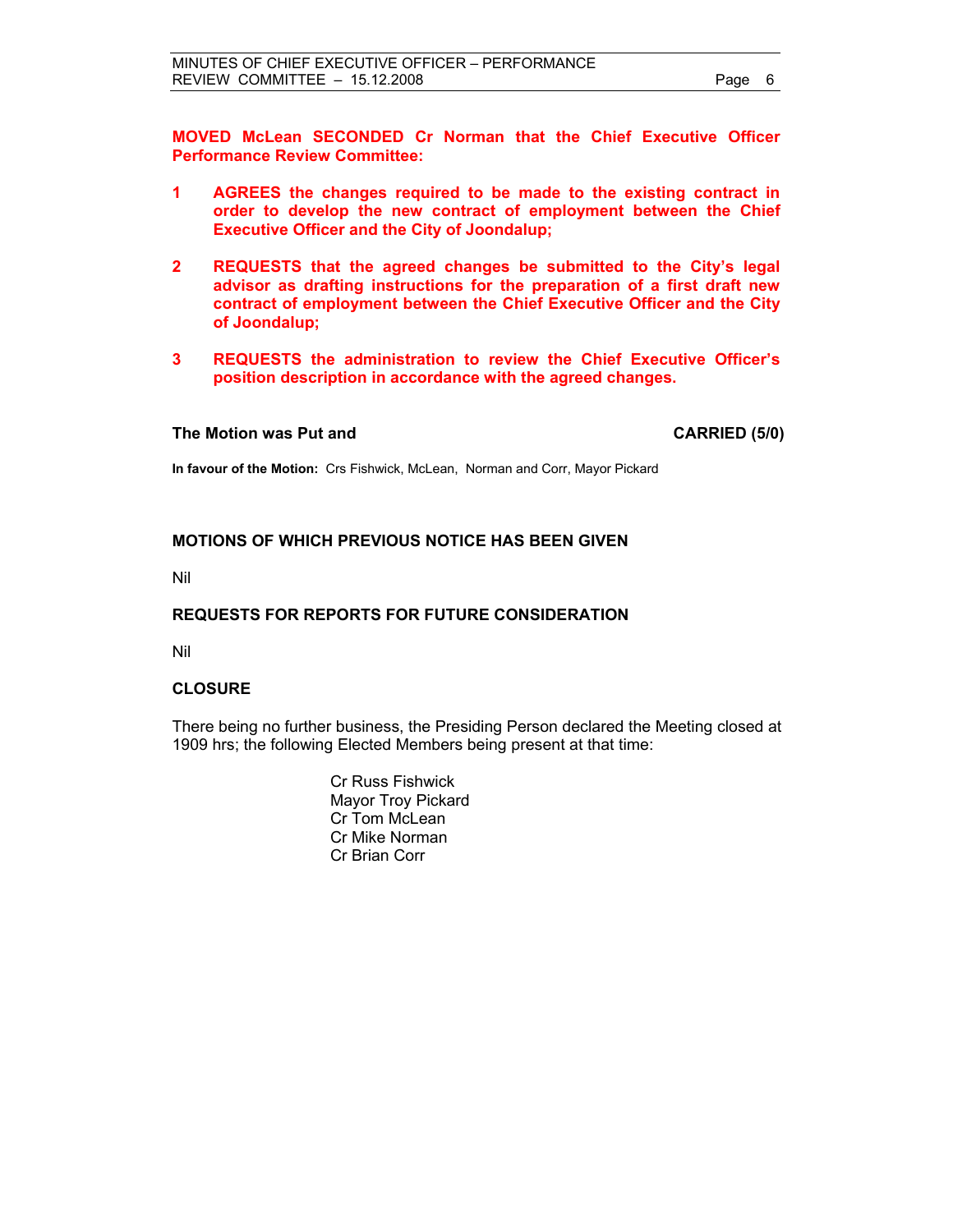**MOVED McLean SECONDED Cr Norman that the Chief Executive Officer Performance Review Committee:**

1. **AGREES the changes required to be made to the existing contract in order to develop the new contract of employment between the Chief Executive Officer and the City of Joondalup;**

2. **REQUESTS that the agreed changes be submitted to the City's legal advisor as drafting instructions for the preparation of a first draft new contract of employment between the Chief Executive Officer and the City of Joondalup;**

3. **REQUESTS the administration to review the Chief Executive Officer's position description in accordance with the agreed changes.**

**The Motion was Put and** **CARRIED (5/0)**

**In favour of the Motion:** Crs Fishwick, McLean, Norman and Corr, Mayor Pickard

## MOTIONS OF WHICH PREVIOUS NOTICE HAS BEEN GIVEN

Nil

## REQUESTS FOR REPORTS FOR FUTURE CONSIDERATION

Nil

## CLOSURE

There being no further business, the Presiding Person declared the Meeting closed at 1909 hrs; the following Elected Members being present at that time:

Cr Russ Fishwick
Mayor Troy Pickard
Cr Tom McLean
Cr Mike Norman
Cr Brian Corr